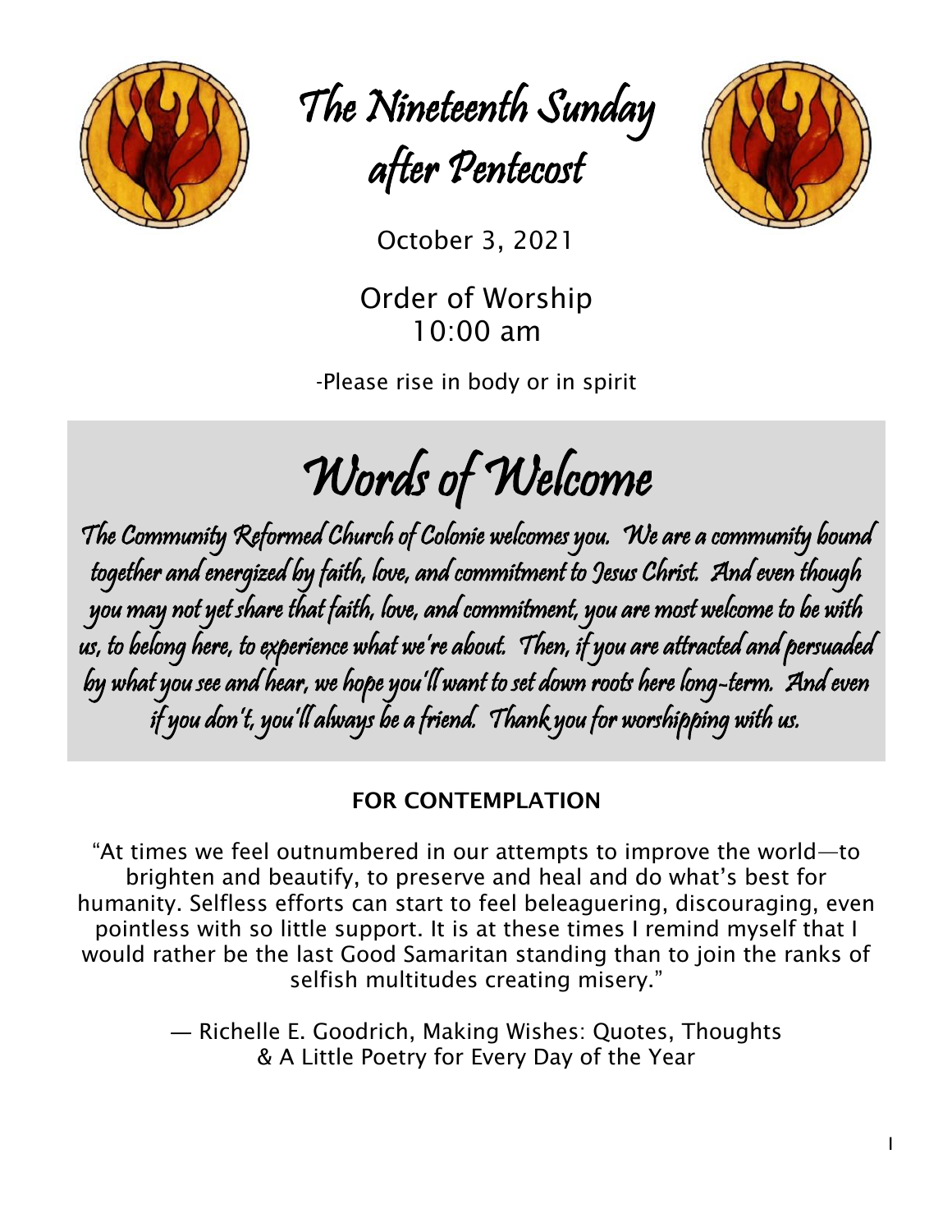# The Nineteenth Sunday after Pentecost

October 3, 2021

Order of Worship
10:00 am

-Please rise in body or in spirit

## Words of Welcome

*The Community Reformed Church of Colonie welcomes you. We are a community bound together and energized by faith, love, and commitment to Jesus Christ. And even though you may not yet share that faith, love, and commitment, you are most welcome to be with us, to belong here, to experience what we're about. Then, if you are attracted and persuaded by what you see and hear, we hope you'll want to set down roots here long-term. And even if you don't, you'll always be a friend. Thank you for worshipping with us.*

**FOR CONTEMPLATION**

"At times we feel outnumbered in our attempts to improve the world—to brighten and beautify, to preserve and heal and do what's best for humanity. Selfless efforts can start to feel beleaguering, discouraging, even pointless with so little support. It is at these times I remind myself that I would rather be the last Good Samaritan standing than to join the ranks of selfish multitudes creating misery."

— Richelle E. Goodrich, Making Wishes: Quotes, Thoughts & A Little Poetry for Every Day of the Year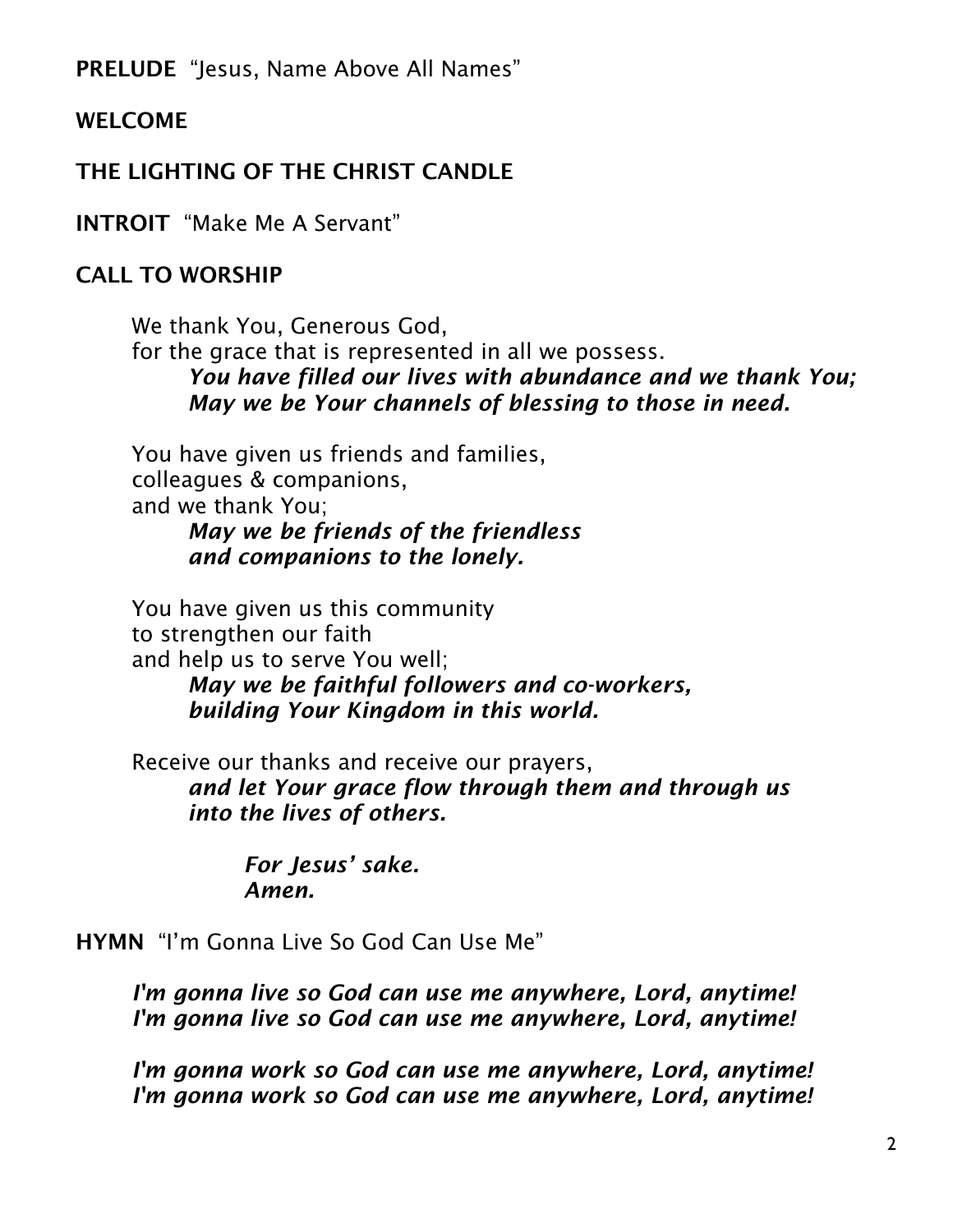**PRELUDE** "Jesus, Name Above All Names"

**WELCOME**

**THE LIGHTING OF THE CHRIST CANDLE**

**INTROIT** "Make Me A Servant"

**CALL TO WORSHIP**

We thank You, Generous God,
for the grace that is represented in all we possess.
> ***You have filled our lives with abundance and we thank You;***
> ***May we be Your channels of blessing to those in need.***

You have given us friends and families,
colleagues & companions,
and we thank You;
> ***May we be friends of the friendless***
> ***and companions to the lonely.***

You have given us this community
to strengthen our faith
and help us to serve You well;
> ***May we be faithful followers and co-workers,***
> ***building Your Kingdom in this world.***

Receive our thanks and receive our prayers,
> ***and let Your grace flow through them and through us***
> ***into the lives of others.***
>
> ***For Jesus' sake.***
> ***Amen.***

**HYMN** "I'm Gonna Live So God Can Use Me"

***I'm gonna live so God can use me anywhere, Lord, anytime!***
***I'm gonna live so God can use me anywhere, Lord, anytime!***

***I'm gonna work so God can use me anywhere, Lord, anytime!***
***I'm gonna work so God can use me anywhere, Lord, anytime!***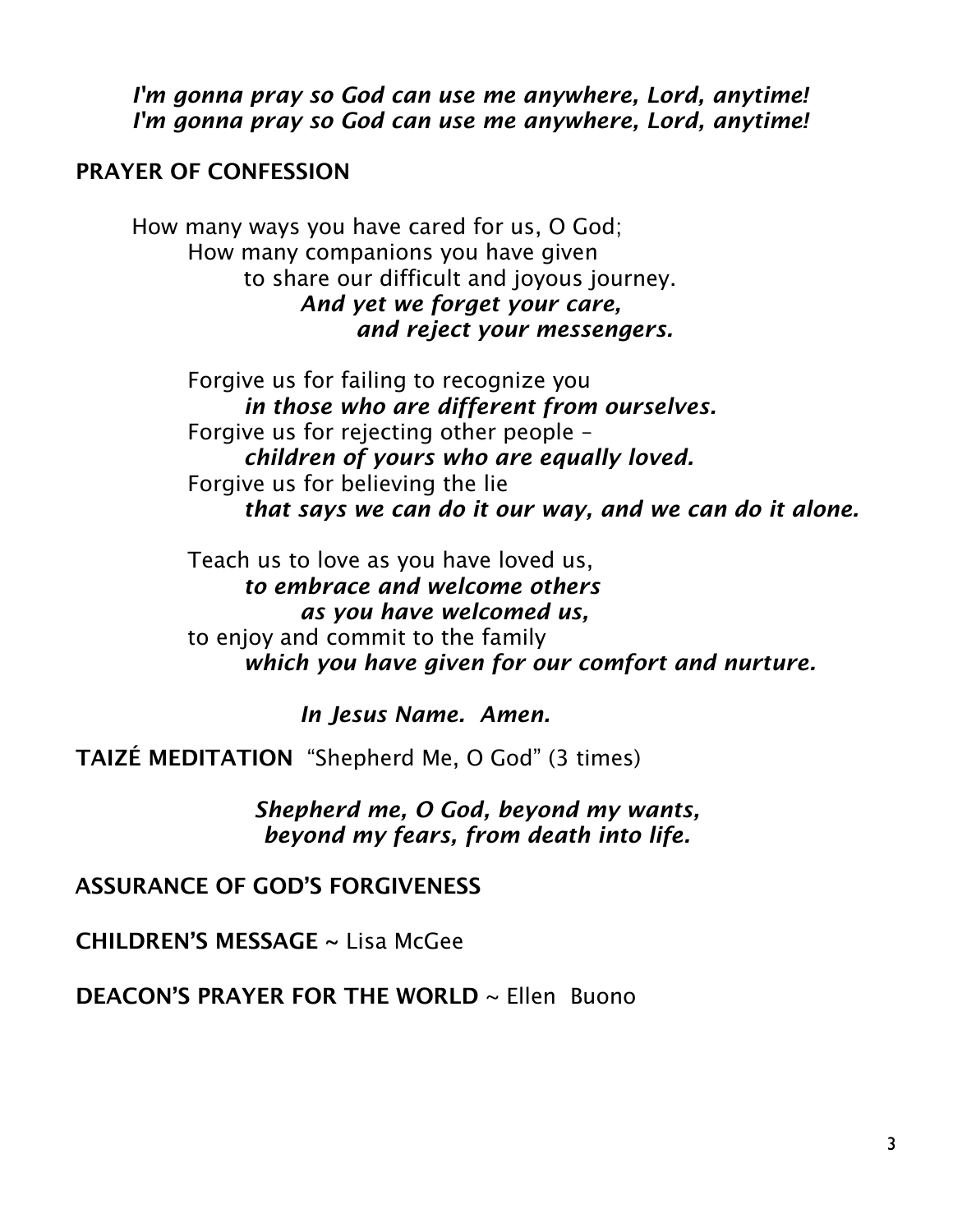***I'm gonna pray so God can use me anywhere, Lord, anytime!***
***I'm gonna pray so God can use me anywhere, Lord, anytime!***

**PRAYER OF CONFESSION**

How many ways you have cared for us, O God;
How many companions you have given
to share our difficult and joyous journey.
***And yet we forget your care,***
***and reject your messengers.***

Forgive us for failing to recognize you
***in those who are different from ourselves.***
Forgive us for rejecting other people –
***children of yours who are equally loved.***
Forgive us for believing the lie
***that says we can do it our way, and we can do it alone.***

Teach us to love as you have loved us,
***to embrace and welcome others***
***as you have welcomed us,***
to enjoy and commit to the family
***which you have given for our comfort and nurture.***

***In Jesus Name. Amen.***

**TAIZÉ MEDITATION** "Shepherd Me, O God" (3 times)

***Shepherd me, O God, beyond my wants,***
***beyond my fears, from death into life.***

**ASSURANCE OF GOD'S FORGIVENESS**

**CHILDREN'S MESSAGE** ~ Lisa McGee

**DEACON'S PRAYER FOR THE WORLD** ~ Ellen Buono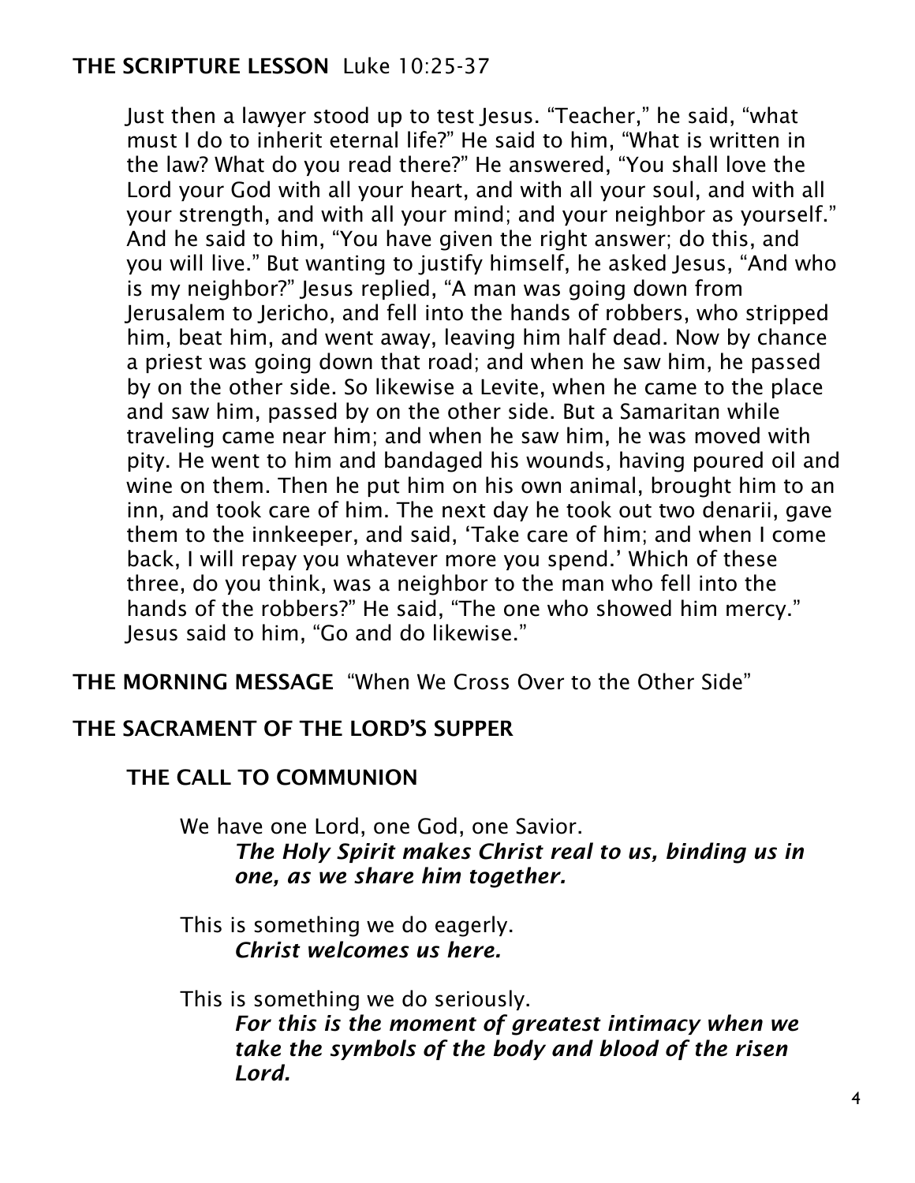**THE SCRIPTURE LESSON** Luke 10:25-37

Just then a lawyer stood up to test Jesus. "Teacher," he said, "what must I do to inherit eternal life?" He said to him, "What is written in the law? What do you read there?" He answered, "You shall love the Lord your God with all your heart, and with all your soul, and with all your strength, and with all your mind; and your neighbor as yourself." And he said to him, "You have given the right answer; do this, and you will live." But wanting to justify himself, he asked Jesus, "And who is my neighbor?" Jesus replied, "A man was going down from Jerusalem to Jericho, and fell into the hands of robbers, who stripped him, beat him, and went away, leaving him half dead. Now by chance a priest was going down that road; and when he saw him, he passed by on the other side. So likewise a Levite, when he came to the place and saw him, passed by on the other side. But a Samaritan while traveling came near him; and when he saw him, he was moved with pity. He went to him and bandaged his wounds, having poured oil and wine on them. Then he put him on his own animal, brought him to an inn, and took care of him. The next day he took out two denarii, gave them to the innkeeper, and said, 'Take care of him; and when I come back, I will repay you whatever more you spend.' Which of these three, do you think, was a neighbor to the man who fell into the hands of the robbers?" He said, "The one who showed him mercy." Jesus said to him, "Go and do likewise."

**THE MORNING MESSAGE** "When We Cross Over to the Other Side"

**THE SACRAMENT OF THE LORD'S SUPPER**

**THE CALL TO COMMUNION**

We have one Lord, one God, one Savior.
***The Holy Spirit makes Christ real to us, binding us in one, as we share him together.***

This is something we do eagerly.
***Christ welcomes us here.***

This is something we do seriously.
***For this is the moment of greatest intimacy when we take the symbols of the body and blood of the risen Lord.***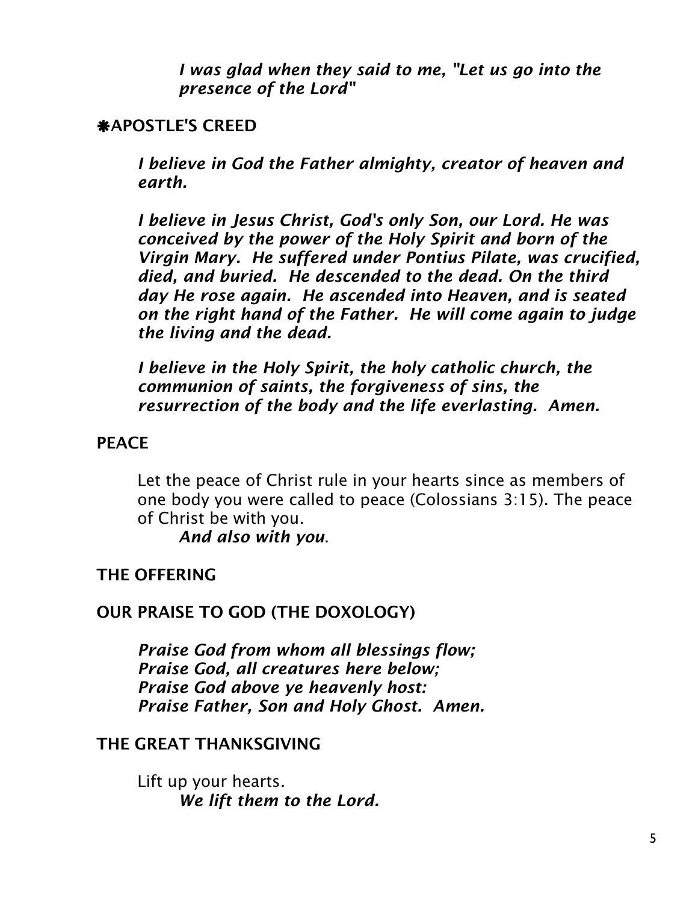*I was glad when they said to me, "Let us go into the presence of the Lord"*

## ❋APOSTLE'S CREED

*I believe in God the Father almighty, creator of heaven and earth.*

*I believe in Jesus Christ, God's only Son, our Lord. He was conceived by the power of the Holy Spirit and born of the Virgin Mary. He suffered under Pontius Pilate, was crucified, died, and buried. He descended to the dead. On the third day He rose again. He ascended into Heaven, and is seated on the right hand of the Father. He will come again to judge the living and the dead.*

*I believe in the Holy Spirit, the holy catholic church, the communion of saints, the forgiveness of sins, the resurrection of the body and the life everlasting. Amen.*

## PEACE

Let the peace of Christ rule in your hearts since as members of one body you were called to peace (Colossians 3:15). The peace of Christ be with you.

*And also with you*.

## THE OFFERING

## OUR PRAISE TO GOD (THE DOXOLOGY)

*Praise God from whom all blessings flow;*
*Praise God, all creatures here below;*
*Praise God above ye heavenly host:*
*Praise Father, Son and Holy Ghost. Amen.*

## THE GREAT THANKSGIVING

Lift up your hearts.

*We lift them to the Lord.*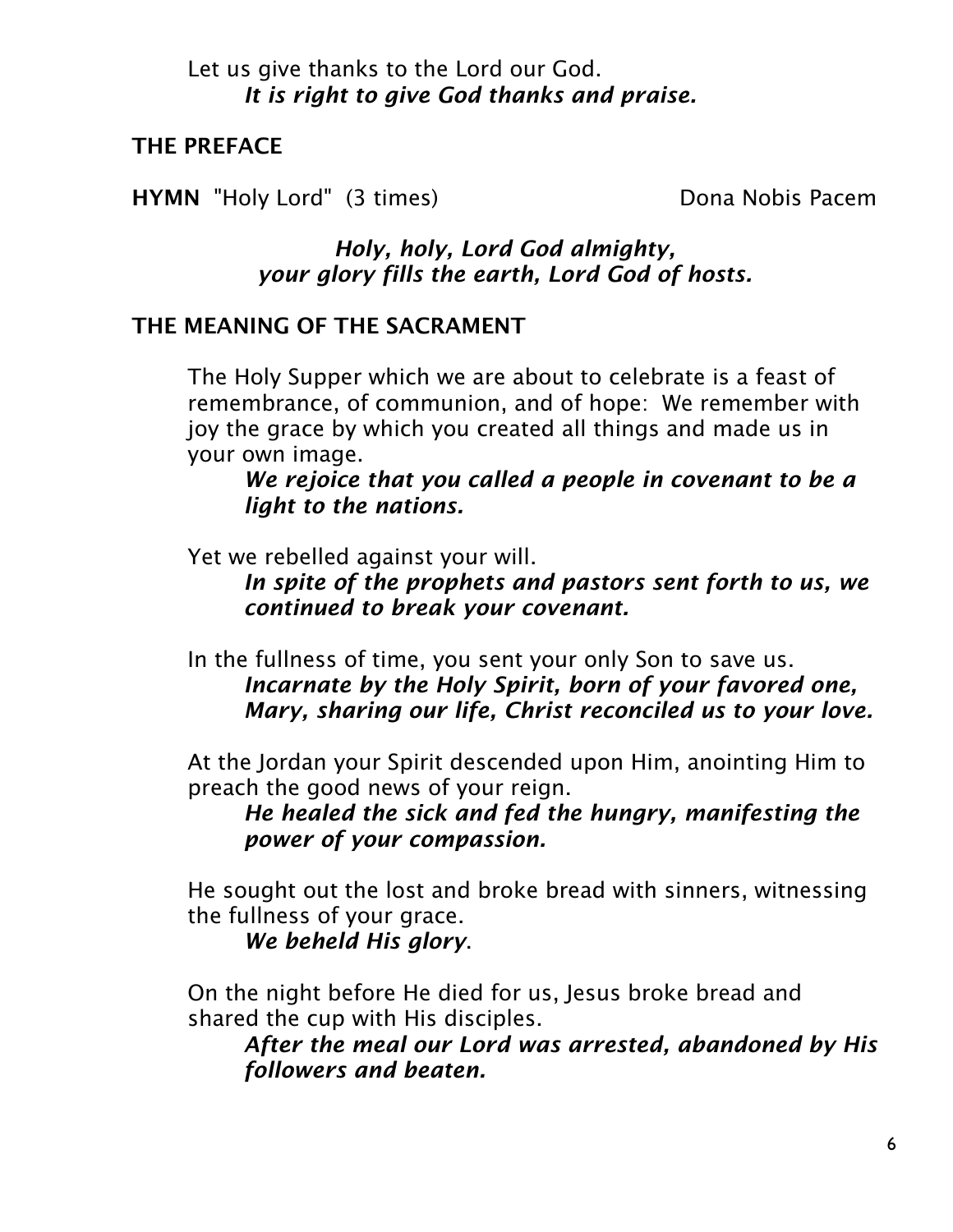Let us give thanks to the Lord our God.
***It is right to give God thanks and praise.***

**THE PREFACE**

**HYMN** "Holy Lord" (3 times) Dona Nobis Pacem

***Holy, holy, Lord God almighty,***
***your glory fills the earth, Lord God of hosts.***

**THE MEANING OF THE SACRAMENT**

The Holy Supper which we are about to celebrate is a feast of remembrance, of communion, and of hope: We remember with joy the grace by which you created all things and made us in your own image.
***We rejoice that you called a people in covenant to be a light to the nations.***

Yet we rebelled against your will.
***In spite of the prophets and pastors sent forth to us, we continued to break your covenant.***

In the fullness of time, you sent your only Son to save us.
***Incarnate by the Holy Spirit, born of your favored one, Mary, sharing our life, Christ reconciled us to your love.***

At the Jordan your Spirit descended upon Him, anointing Him to preach the good news of your reign.
***He healed the sick and fed the hungry, manifesting the power of your compassion.***

He sought out the lost and broke bread with sinners, witnessing the fullness of your grace.
***We beheld His glory***.

On the night before He died for us, Jesus broke bread and shared the cup with His disciples.
***After the meal our Lord was arrested, abandoned by His followers and beaten.***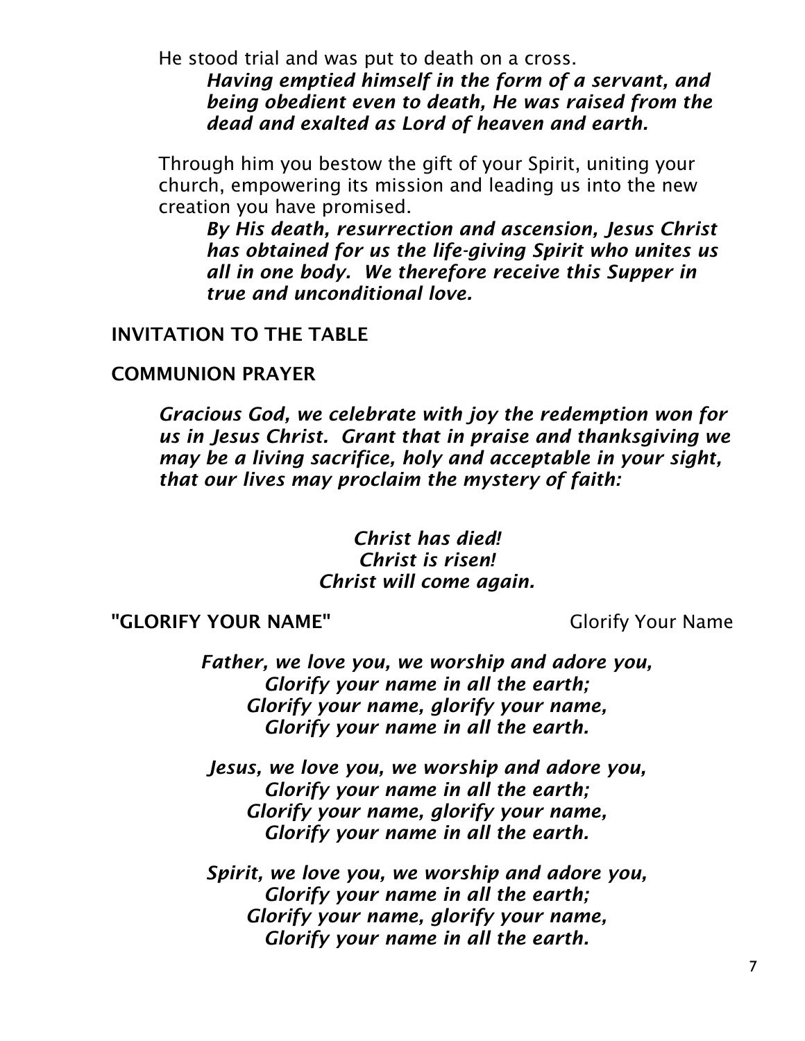He stood trial and was put to death on a cross.

***Having emptied himself in the form of a servant, and being obedient even to death, He was raised from the dead and exalted as Lord of heaven and earth.***

Through him you bestow the gift of your Spirit, uniting your church, empowering its mission and leading us into the new creation you have promised.

***By His death, resurrection and ascension, Jesus Christ has obtained for us the life-giving Spirit who unites us all in one body. We therefore receive this Supper in true and unconditional love.***

**INVITATION TO THE TABLE**

**COMMUNION PRAYER**

***Gracious God, we celebrate with joy the redemption won for us in Jesus Christ. Grant that in praise and thanksgiving we may be a living sacrifice, holy and acceptable in your sight, that our lives may proclaim the mystery of faith:***

***Christ has died!***
***Christ is risen!***
***Christ will come again.***

**"GLORIFY YOUR NAME"** Glorify Your Name

***Father, we love you, we worship and adore you,***
***Glorify your name in all the earth;***
***Glorify your name, glorify your name,***
***Glorify your name in all the earth.***

***Jesus, we love you, we worship and adore you,***
***Glorify your name in all the earth;***
***Glorify your name, glorify your name,***
***Glorify your name in all the earth.***

***Spirit, we love you, we worship and adore you,***
***Glorify your name in all the earth;***
***Glorify your name, glorify your name,***
***Glorify your name in all the earth.***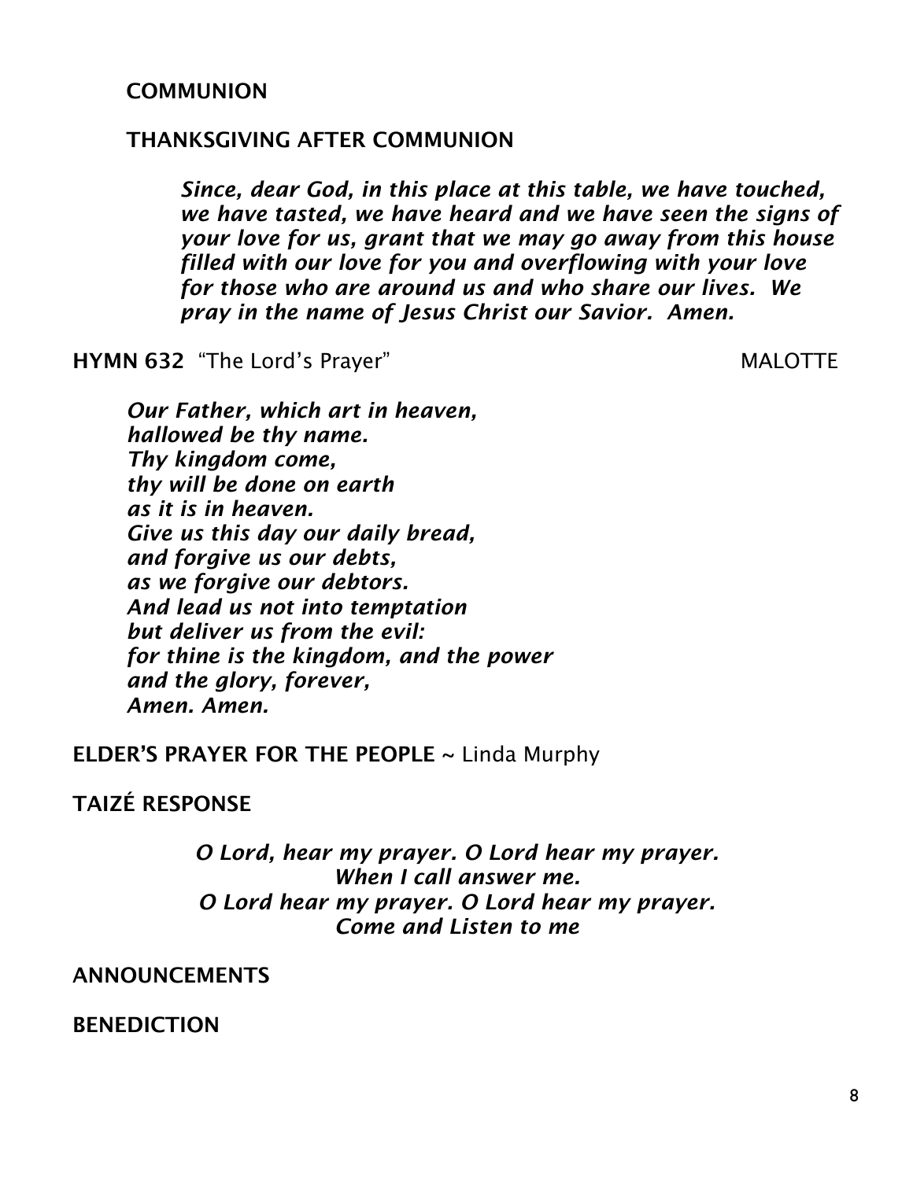**COMMUNION**

**THANKSGIVING AFTER COMMUNION**

> ***Since, dear God, in this place at this table, we have touched, we have tasted, we have heard and we have seen the signs of your love for us, grant that we may go away from this house filled with our love for you and overflowing with your love for those who are around us and who share our lives. We pray in the name of Jesus Christ our Savior. Amen.***

**HYMN 632** "The Lord's Prayer" MALOTTE

***Our Father, which art in heaven,***
***hallowed be thy name.***
***Thy kingdom come,***
***thy will be done on earth***
***as it is in heaven.***
***Give us this day our daily bread,***
***and forgive us our debts,***
***as we forgive our debtors.***
***And lead us not into temptation***
***but deliver us from the evil:***
***for thine is the kingdom, and the power***
***and the glory, forever,***
***Amen. Amen.***

**ELDER'S PRAYER FOR THE PEOPLE** ~ Linda Murphy

**TAIZÉ RESPONSE**

***O Lord, hear my prayer. O Lord hear my prayer.***
***When I call answer me.***
***O Lord hear my prayer. O Lord hear my prayer.***
***Come and Listen to me***

**ANNOUNCEMENTS**

**BENEDICTION**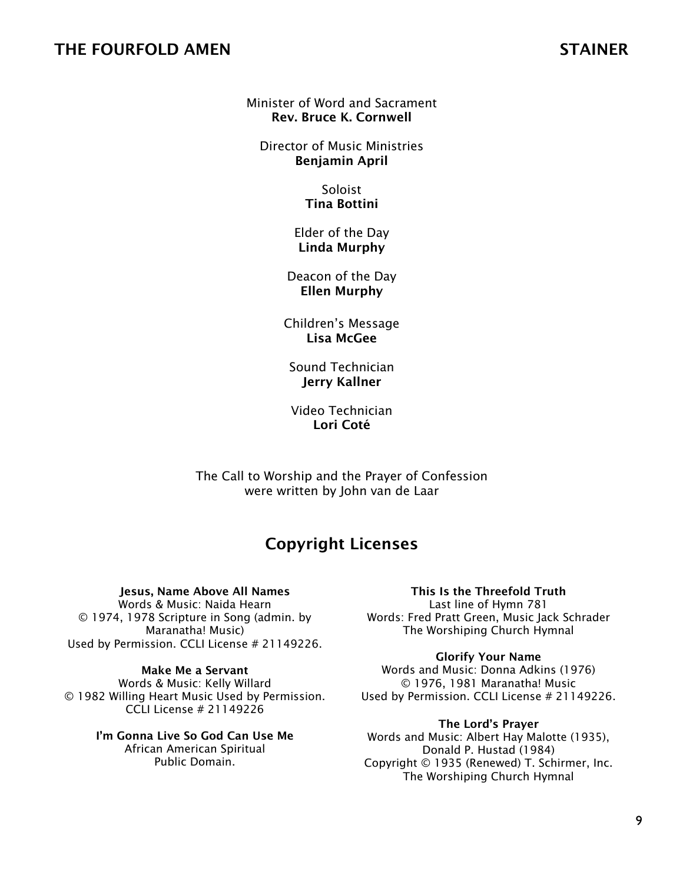## THE FOURFOLD AMEN — STAINER

Minister of Word and Sacrament
**Rev. Bruce K. Cornwell**

Director of Music Ministries
**Benjamin April**

Soloist
**Tina Bottini**

Elder of the Day
**Linda Murphy**

Deacon of the Day
**Ellen Murphy**

Children's Message
**Lisa McGee**

Sound Technician
**Jerry Kallner**

Video Technician
**Lori Coté**

The Call to Worship and the Prayer of Confession
were written by John van de Laar

## Copyright Licenses

**Jesus, Name Above All Names**
Words & Music: Naida Hearn
© 1974, 1978 Scripture in Song (admin. by Maranatha! Music)
Used by Permission. CCLI License # 21149226.

**Make Me a Servant**
Words & Music: Kelly Willard
© 1982 Willing Heart Music Used by Permission.
CCLI License # 21149226

**I'm Gonna Live So God Can Use Me**
African American Spiritual
Public Domain.

**This Is the Threefold Truth**
Last line of Hymn 781
Words: Fred Pratt Green, Music Jack Schrader
The Worshiping Church Hymnal

**Glorify Your Name**
Words and Music: Donna Adkins (1976)
© 1976, 1981 Maranatha! Music
Used by Permission. CCLI License # 21149226.

**The Lord's Prayer**
Words and Music: Albert Hay Malotte (1935),
Donald P. Hustad (1984)
Copyright © 1935 (Renewed) T. Schirmer, Inc.
The Worshiping Church Hymnal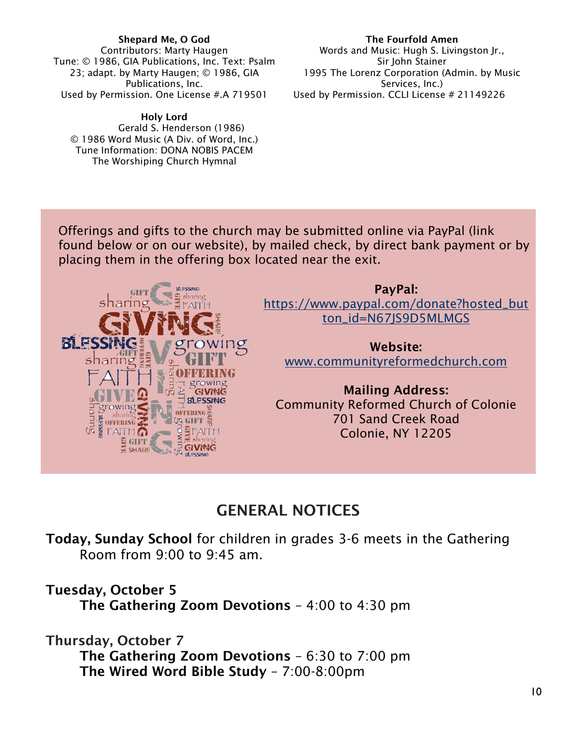**Shepard Me, O God**
Contributors: Marty Haugen
Tune: © 1986, GIA Publications, Inc. Text: Psalm 23; adapt. by Marty Haugen; © 1986, GIA Publications, Inc.
Used by Permission. One License #.A 719501

**The Fourfold Amen**
Words and Music: Hugh S. Livingston Jr., Sir John Stainer
1995 The Lorenz Corporation (Admin. by Music Services, Inc.)
Used by Permission. CCLI License # 21149226

**Holy Lord**
Gerald S. Henderson (1986)
© 1986 Word Music (A Div. of Word, Inc.)
Tune Information: DONA NOBIS PACEM
The Worshiping Church Hymnal

Offerings and gifts to the church may be submitted online via PayPal (link found below or on our website), by mailed check, by direct bank payment or by placing them in the offering box located near the exit.

**PayPal:**
https://www.paypal.com/donate?hosted_button_id=N67JS9D5MLMGS

**Website:**
www.communityreformedchurch.com

**Mailing Address:**
Community Reformed Church of Colonie
701 Sand Creek Road
Colonie, NY 12205

## GENERAL NOTICES

**Today, Sunday School** for children in grades 3-6 meets in the Gathering Room from 9:00 to 9:45 am.

**Tuesday, October 5**
**The Gathering Zoom Devotions** – 4:00 to 4:30 pm

**Thursday, October 7**
**The Gathering Zoom Devotions** – 6:30 to 7:00 pm
**The Wired Word Bible Study** – 7:00-8:00pm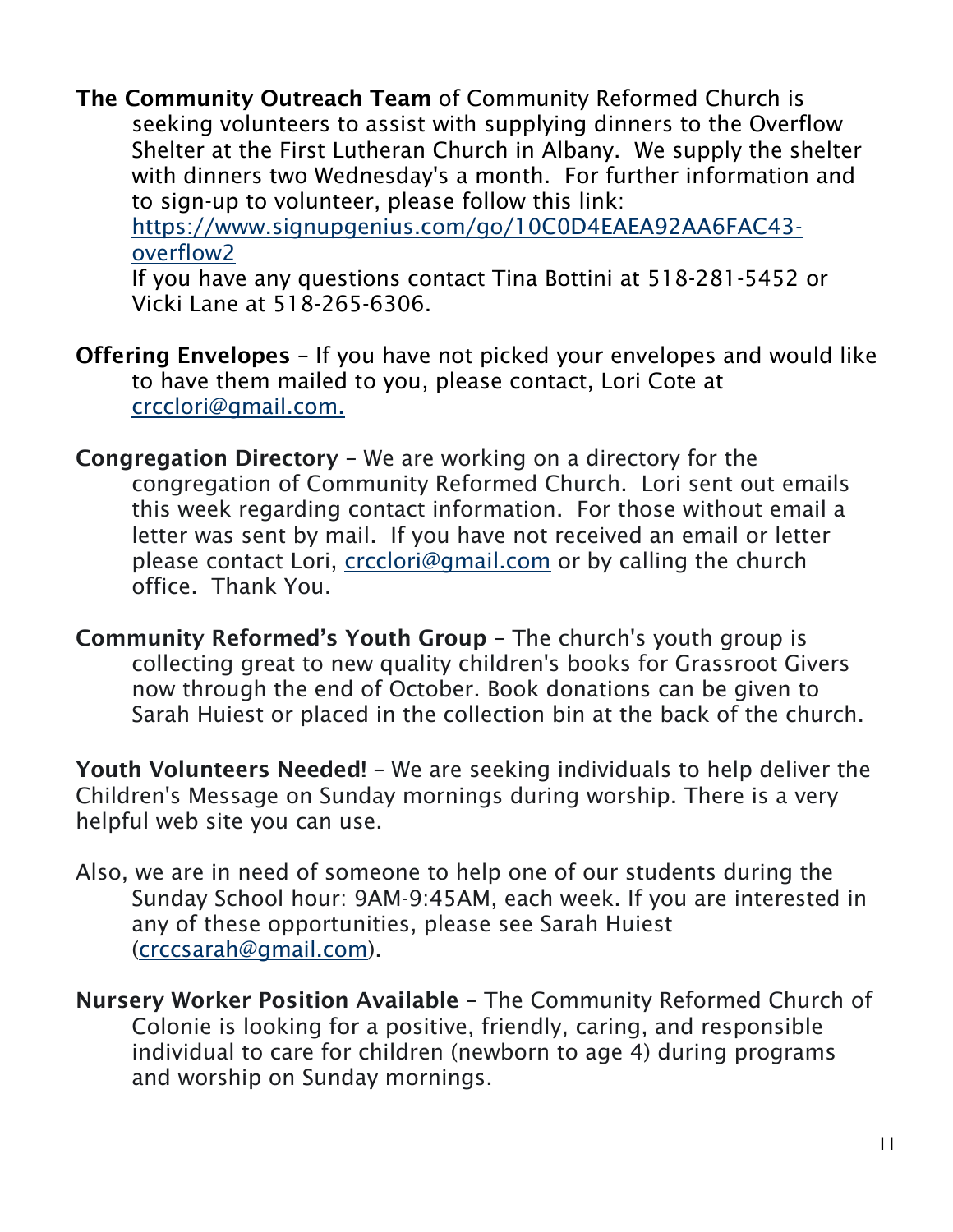**The Community Outreach Team** of Community Reformed Church is seeking volunteers to assist with supplying dinners to the Overflow Shelter at the First Lutheran Church in Albany. We supply the shelter with dinners two Wednesday's a month. For further information and to sign-up to volunteer, please follow this link: [https://www.signupgenius.com/go/10C0D4EAEA92AA6FAC43-overflow2](https://www.signupgenius.com/go/10C0D4EAEA92AA6FAC43-overflow2)
If you have any questions contact Tina Bottini at 518-281-5452 or Vicki Lane at 518-265-6306.

**Offering Envelopes** – If you have not picked your envelopes and would like to have them mailed to you, please contact, Lori Cote at crcclori@gmail.com.

**Congregation Directory** – We are working on a directory for the congregation of Community Reformed Church. Lori sent out emails this week regarding contact information. For those without email a letter was sent by mail. If you have not received an email or letter please contact Lori, crcclori@gmail.com or by calling the church office. Thank You.

**Community Reformed's Youth Group** – The church's youth group is collecting great to new quality children's books for Grassroot Givers now through the end of October. Book donations can be given to Sarah Huiest or placed in the collection bin at the back of the church.

**Youth Volunteers Needed!** – We are seeking individuals to help deliver the Children's Message on Sunday mornings during worship. There is a very helpful web site you can use.

Also, we are in need of someone to help one of our students during the Sunday School hour: 9AM-9:45AM, each week. If you are interested in any of these opportunities, please see Sarah Huiest (crccsarah@gmail.com).

**Nursery Worker Position Available** – The Community Reformed Church of Colonie is looking for a positive, friendly, caring, and responsible individual to care for children (newborn to age 4) during programs and worship on Sunday mornings.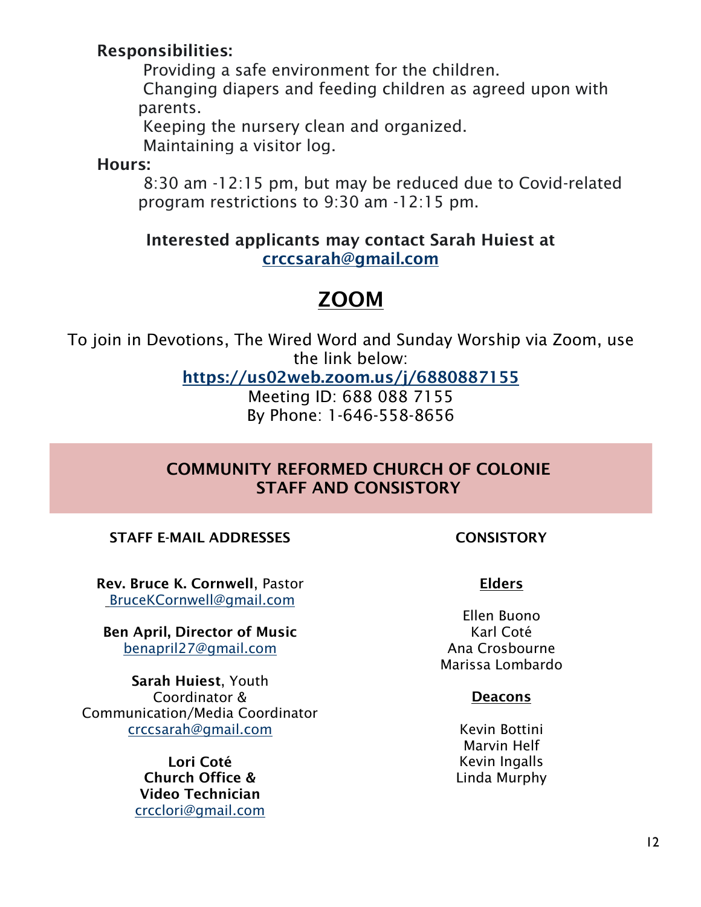**Responsibilities:**

Providing a safe environment for the children.

Changing diapers and feeding children as agreed upon with parents.

Keeping the nursery clean and organized.

Maintaining a visitor log.

**Hours:**

8:30 am -12:15 pm, but may be reduced due to Covid-related program restrictions to 9:30 am -12:15 pm.

**Interested applicants may contact Sarah Huiest at [crccsarah@gmail.com](mailto:crccsarah@gmail.com)**

# ZOOM

To join in Devotions, The Wired Word and Sunday Worship via Zoom, use the link below:

**[https://us02web.zoom.us/j/6880887155](https://us02web.zoom.us/j/6880887155)**

Meeting ID: 688 088 7155

By Phone: 1-646-558-8656

## COMMUNITY REFORMED CHURCH OF COLONIE STAFF AND CONSISTORY

### STAFF E-MAIL ADDRESSES

**Rev. Bruce K. Cornwell**, Pastor
[BruceKCornwell@gmail.com](mailto:BruceKCornwell@gmail.com)

**Ben April, Director of Music**
[benapril27@gmail.com](mailto:benapril27@gmail.com)

**Sarah Huiest**, Youth Coordinator & Communication/Media Coordinator
[crccsarah@gmail.com](mailto:crccsarah@gmail.com)

**Lori Coté**
**Church Office & Video Technician**
[crcclori@gmail.com](mailto:crcclori@gmail.com)

### CONSISTORY

**Elders**

Ellen Buono
Karl Coté
Ana Crosbourne
Marissa Lombardo

**Deacons**

Kevin Bottini
Marvin Helf
Kevin Ingalls
Linda Murphy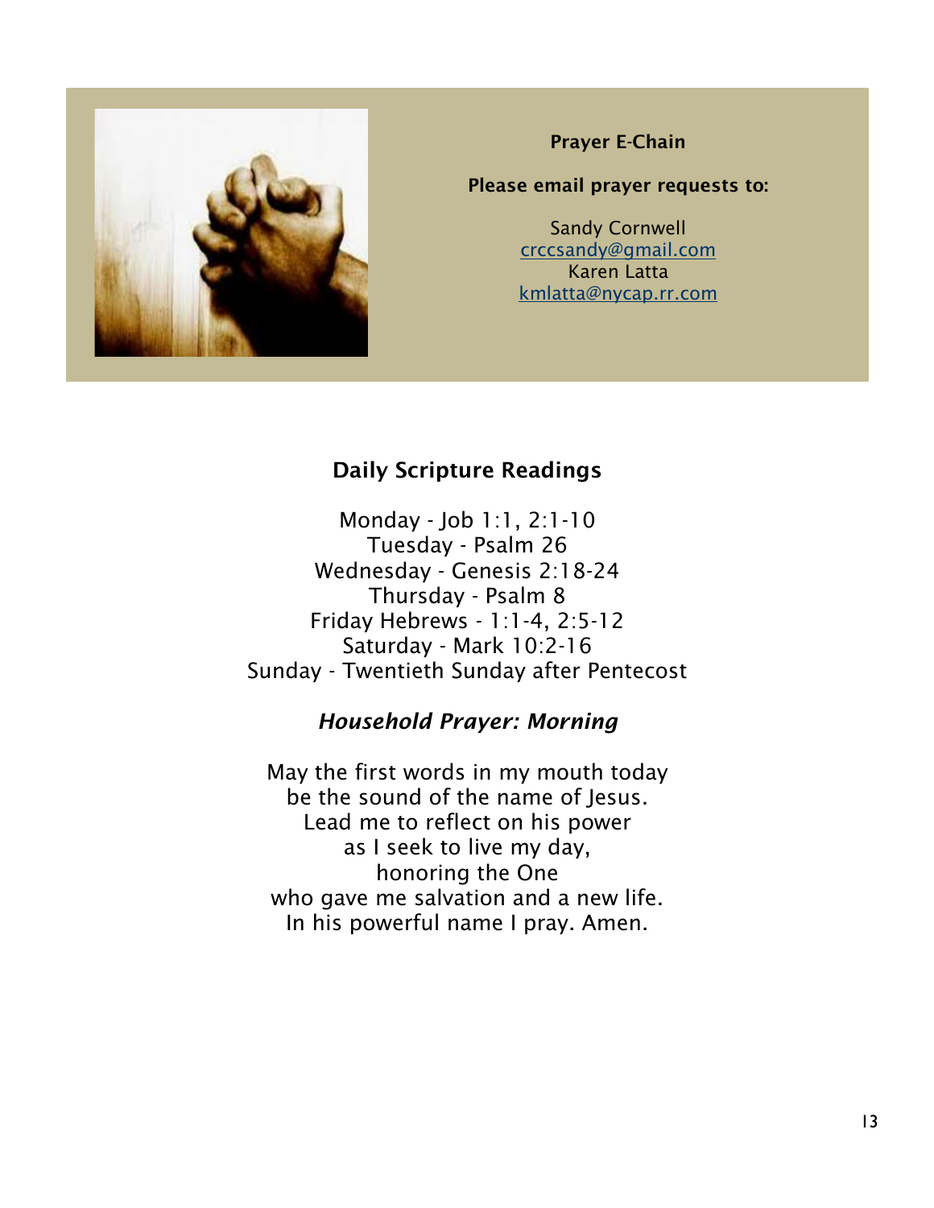**Prayer E-Chain**

**Please email prayer requests to:**

Sandy Cornwell
crccsandy@gmail.com
Karen Latta
kmlatta@nycap.rr.com

## Daily Scripture Readings

Monday - Job 1:1, 2:1-10
Tuesday - Psalm 26
Wednesday - Genesis 2:18-24
Thursday - Psalm 8
Friday Hebrews - 1:1-4, 2:5-12
Saturday - Mark 10:2-16
Sunday - Twentieth Sunday after Pentecost

### *Household Prayer: Morning*

May the first words in my mouth today
be the sound of the name of Jesus.
Lead me to reflect on his power
as I seek to live my day,
honoring the One
who gave me salvation and a new life.
In his powerful name I pray. Amen.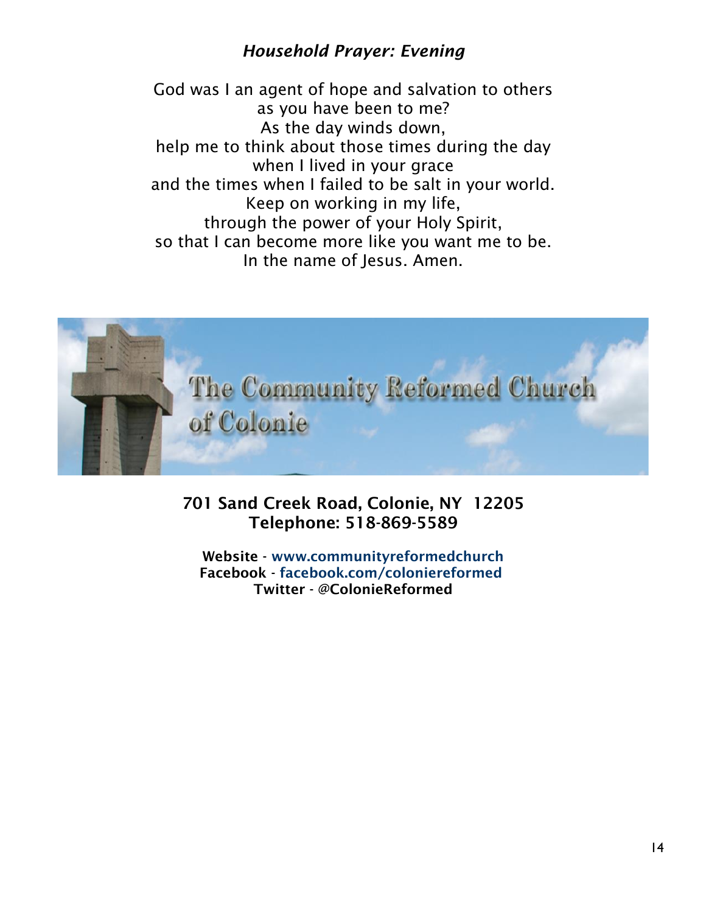### *Household Prayer: Evening*

God was I an agent of hope and salvation to others
as you have been to me?
As the day winds down,
help me to think about those times during the day
when I lived in your grace
and the times when I failed to be salt in your world.
Keep on working in my life,
through the power of your Holy Spirit,
so that I can become more like you want me to be.
In the name of Jesus. Amen.

The Community Reformed Church
of Colonie

**701 Sand Creek Road, Colonie, NY  12205**
**Telephone: 518-869-5589**

**Website** - **www.communityreformedchurch**
**Facebook** - **facebook.com/coloniereformed**
**Twitter** - **@ColonieReformed**